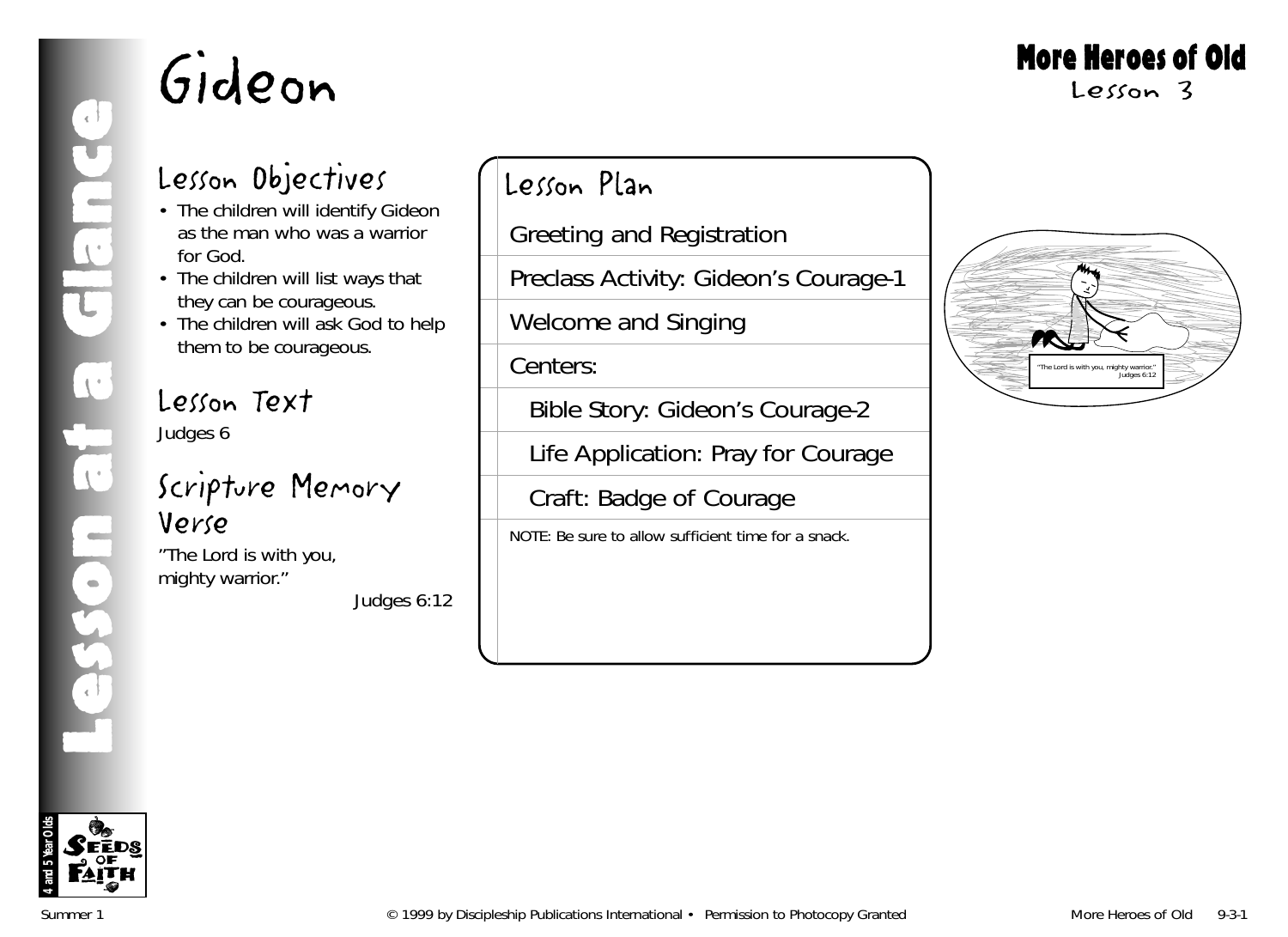# Gideon

**More Heroes of Old**
Lesson 3

Lesson at a Glance

## Lesson Objectives

- The children will identify Gideon as the man who was a warrior for God.
- The children will list ways that they can be courageous.
- The children will ask God to help them to be courageous.

## Lesson Text

Judges 6

## Scripture Memory Verse

"The Lord is with you, mighty warrior."

Judges 6:12

## Lesson Plan

- Greeting and Registration
- Preclass Activity: Gideon's Courage-1
- Welcome and Singing
- Centers:
  - Bible Story: Gideon's Courage-2
  - Life Application: Pray for Courage
  - Craft: Badge of Courage

NOTE: Be sure to allow sufficient time for a snack.

"The Lord is with you, mighty warrior."
Judges 6:12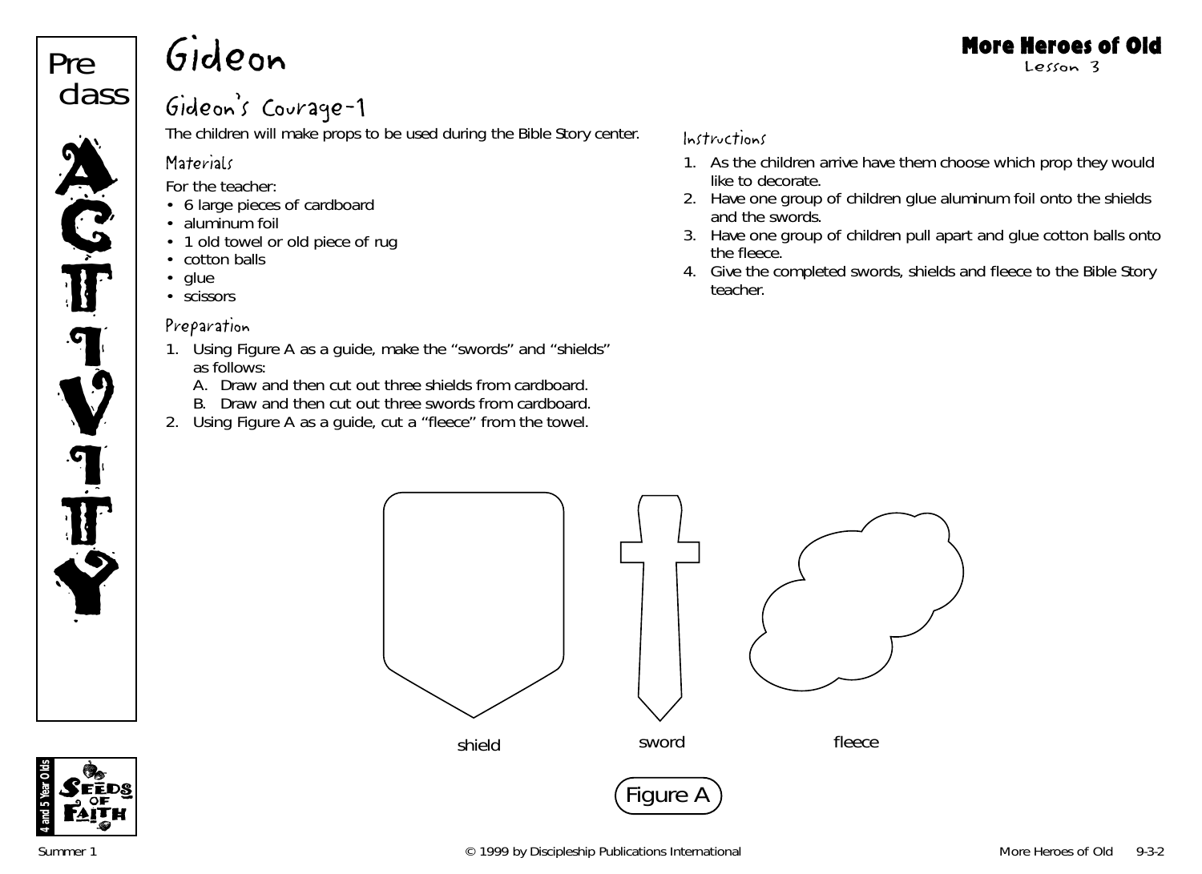# Gideon

## Gideon's Courage-1

The children will make props to be used during the Bible Story center.

### Materials

For the teacher:

- 6 large pieces of cardboard
- aluminum foil
- 1 old towel or old piece of rug
- cotton balls
- glue
- scissors

### Preparation

1. Using Figure A as a guide, make the "swords" and "shields" as follows:
   A. Draw and then cut out three shields from cardboard.
   B. Draw and then cut out three swords from cardboard.
2. Using Figure A as a guide, cut a "fleece" from the towel.

### Instructions

1. As the children arrive have them choose which prop they would like to decorate.
2. Have one group of children glue aluminum foil onto the shields and the swords.
3. Have one group of children pull apart and glue cotton balls onto the fleece.
4. Give the completed swords, shields and fleece to the Bible Story teacher.

shield sword fleece

Figure A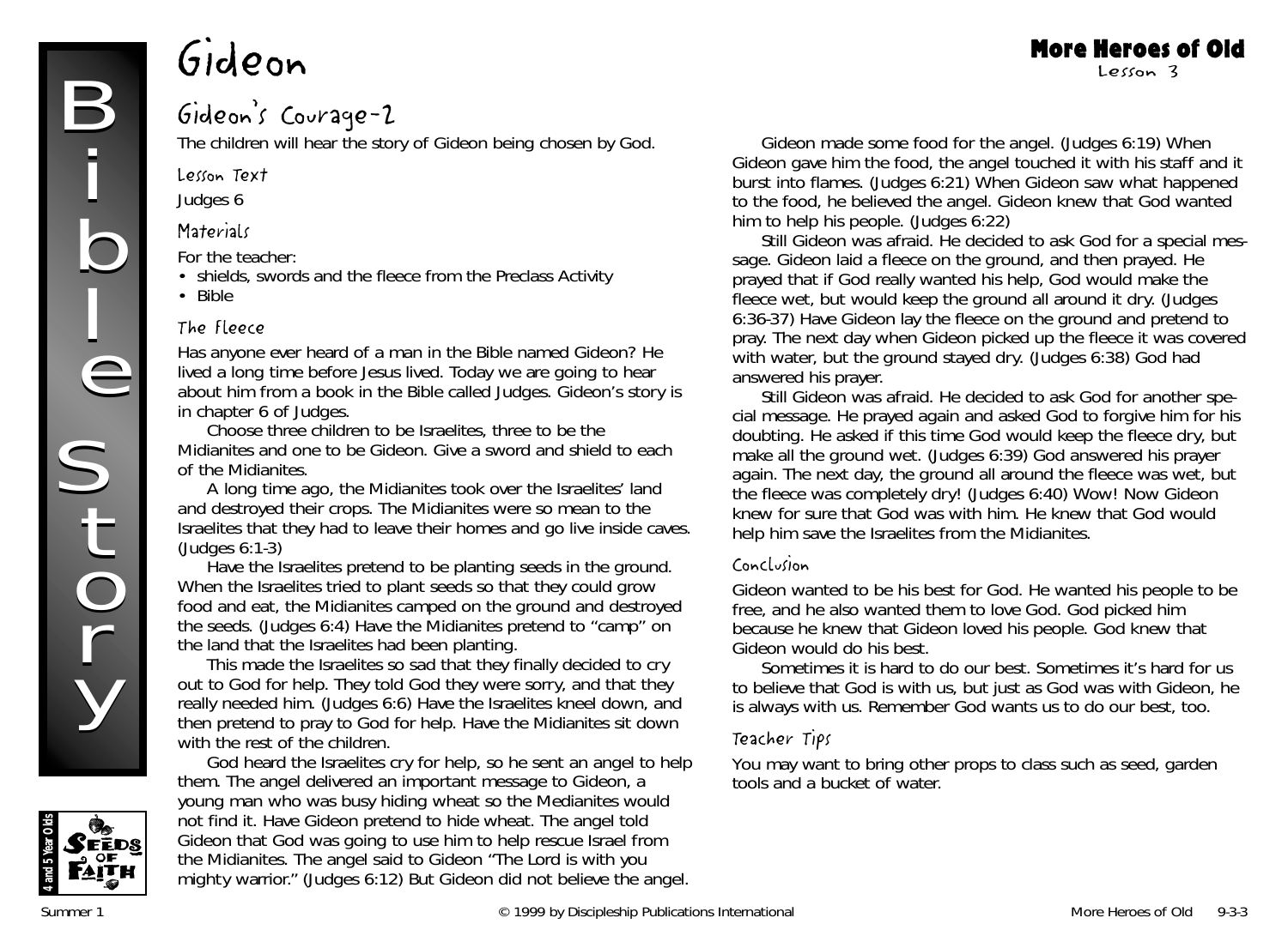# Gideon

## Gideon's Courage-2

The children will hear the story of Gideon being chosen by God.

### Lesson Text

Judges 6

### Materials

For the teacher:

- shields, swords and the fleece from the Preclass Activity
- Bible

### The Fleece

Has anyone ever heard of a man in the Bible named Gideon? He lived a long time before Jesus lived. Today we are going to hear about him from a book in the Bible called Judges. Gideon's story is in chapter 6 of Judges.

Choose three children to be Israelites, three to be the Midianites and one to be Gideon. Give a sword and shield to each of the Midianites.

A long time ago, the Midianites took over the Israelites' land and destroyed their crops. The Midianites were so mean to the Israelites that they had to leave their homes and go live inside caves. (Judges 6:1-3)

Have the Israelites pretend to be planting seeds in the ground. When the Israelites tried to plant seeds so that they could grow food and eat, the Midianites camped on the ground and destroyed the seeds. (Judges 6:4) Have the Midianites pretend to "camp" on the land that the Israelites had been planting.

This made the Israelites so sad that they finally decided to cry out to God for help. They told God they were sorry, and that they really needed him. (Judges 6:6) Have the Israelites kneel down, and then pretend to pray to God for help. Have the Midianites sit down with the rest of the children.

God heard the Israelites cry for help, so he sent an angel to help them. The angel delivered an important message to Gideon, a young man who was busy hiding wheat so the Medianites would not find it. Have Gideon pretend to hide wheat. The angel told Gideon that God was going to use him to help rescue Israel from the Midianites. The angel said to Gideon "The Lord is with you mighty warrior." (Judges 6:12) But Gideon did not believe the angel.

Gideon made some food for the angel. (Judges 6:19) When Gideon gave him the food, the angel touched it with his staff and it burst into flames. (Judges 6:21) When Gideon saw what happened to the food, he believed the angel. Gideon knew that God wanted him to help his people. (Judges 6:22)

Still Gideon was afraid. He decided to ask God for a special message. Gideon laid a fleece on the ground, and then prayed. He prayed that if God really wanted his help, God would make the fleece wet, but would keep the ground all around it dry. (Judges 6:36-37) Have Gideon lay the fleece on the ground and pretend to pray. The next day when Gideon picked up the fleece it was covered with water, but the ground stayed dry. (Judges 6:38) God had answered his prayer.

Still Gideon was afraid. He decided to ask God for another special message. He prayed again and asked God to forgive him for his doubting. He asked if this time God would keep the fleece dry, but make all the ground wet. (Judges 6:39) God answered his prayer again. The next day, the ground all around the fleece was wet, but the fleece was completely dry! (Judges 6:40) Wow! Now Gideon knew for sure that God was with him. He knew that God would help him save the Israelites from the Midianites.

### Conclusion

Gideon wanted to be his best for God. He wanted his people to be free, and he also wanted them to love God. God picked him because he knew that Gideon loved his people. God knew that Gideon would do his best.

Sometimes it is hard to do our best. Sometimes it's hard for us to believe that God is with us, but just as God was with Gideon, he is always with us. Remember God wants us to do our best, too.

### Teacher Tips

You may want to bring other props to class such as seed, garden tools and a bucket of water.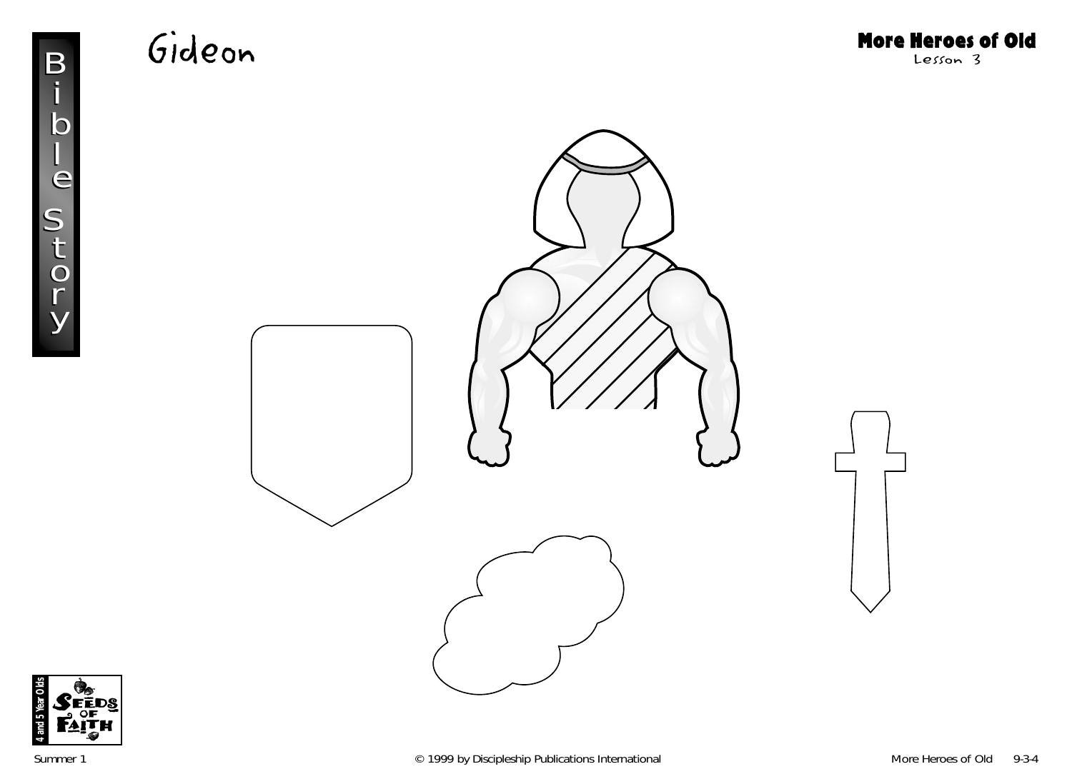# Gideon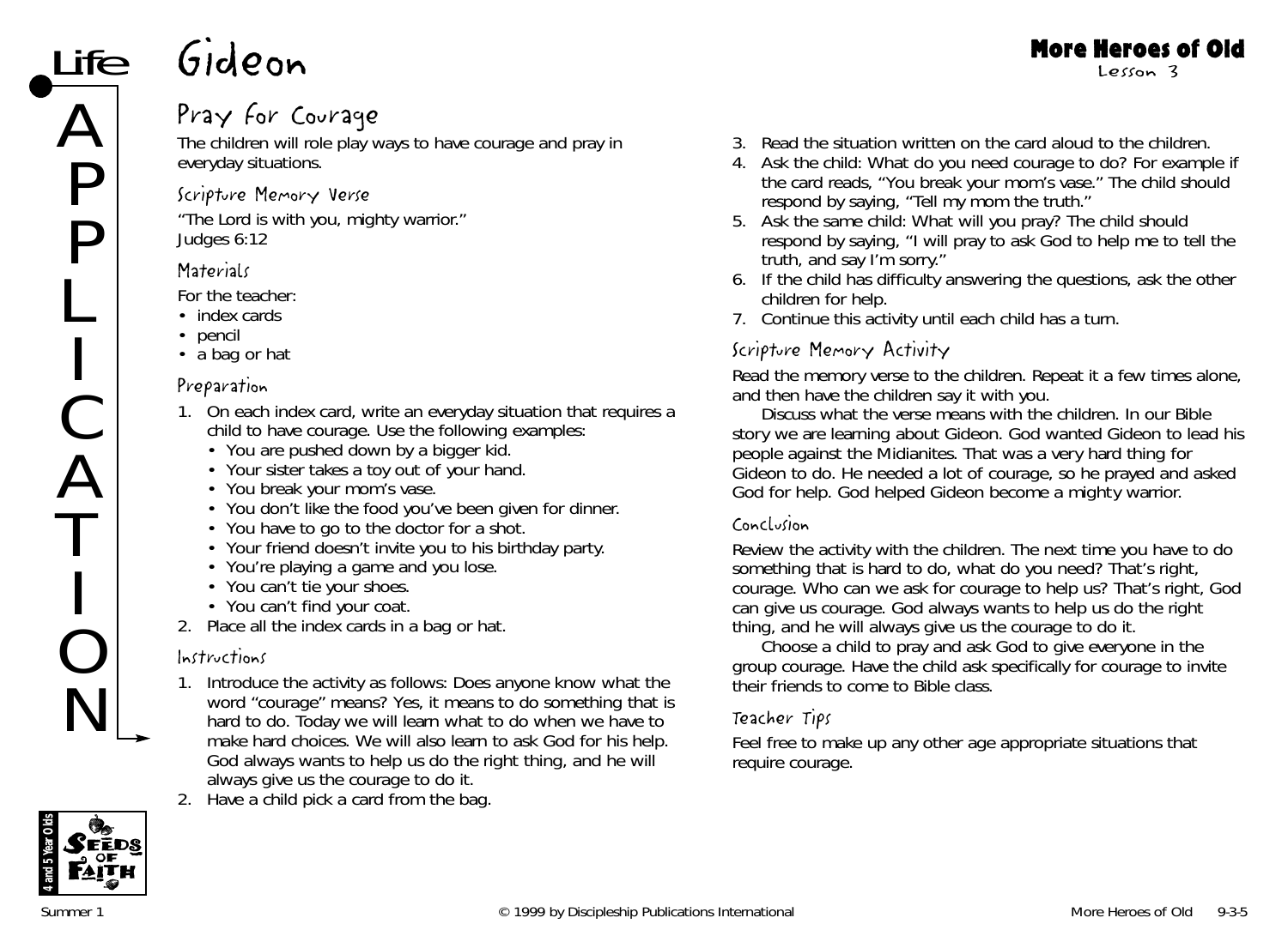# Gideon

## Pray for Courage

The children will role play ways to have courage and pray in everyday situations.

### Scripture Memory Verse

"The Lord is with you, mighty warrior."
Judges 6:12

### Materials

For the teacher:

- index cards
- pencil
- a bag or hat

### Preparation

1. On each index card, write an everyday situation that requires a child to have courage. Use the following examples:
   - You are pushed down by a bigger kid.
   - Your sister takes a toy out of your hand.
   - You break your mom's vase.
   - You don't like the food you've been given for dinner.
   - You have to go to the doctor for a shot.
   - Your friend doesn't invite you to his birthday party.
   - You're playing a game and you lose.
   - You can't tie your shoes.
   - You can't find your coat.
2. Place all the index cards in a bag or hat.

### Instructions

1. Introduce the activity as follows: Does anyone know what the word "courage" means? Yes, it means to do something that is hard to do. Today we will learn what to do when we have to make hard choices. We will also learn to ask God for his help. God always wants to help us do the right thing, and he will always give us the courage to do it.
2. Have a child pick a card from the bag.
3. Read the situation written on the card aloud to the children.
4. Ask the child: What do you need courage to do? For example if the card reads, "You break your mom's vase." The child should respond by saying, "Tell my mom the truth."
5. Ask the same child: What will you pray? The child should respond by saying, "I will pray to ask God to help me to tell the truth, and say I'm sorry."
6. If the child has difficulty answering the questions, ask the other children for help.
7. Continue this activity until each child has a turn.

### Scripture Memory Activity

Read the memory verse to the children. Repeat it a few times alone, and then have the children say it with you.

Discuss what the verse means with the children. In our Bible story we are learning about Gideon. God wanted Gideon to lead his people against the Midianites. That was a very hard thing for Gideon to do. He needed a lot of courage, so he prayed and asked God for help. God helped Gideon become a mighty warrior.

### Conclusion

Review the activity with the children. The next time you have to do something that is hard to do, what do you need? That's right, courage. Who can we ask for courage to help us? That's right, God can give us courage. God always wants to help us do the right thing, and he will always give us the courage to do it.

Choose a child to pray and ask God to give everyone in the group courage. Have the child ask specifically for courage to invite their friends to come to Bible class.

### Teacher Tips

Feel free to make up any other age appropriate situations that require courage.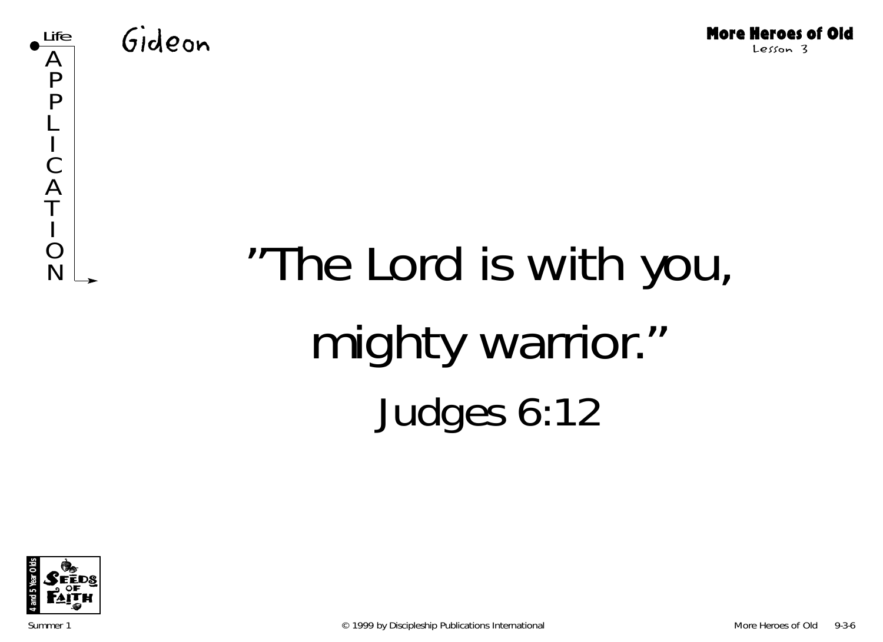Life APPLICATION

# Gideon

More Heroes of Old
Lesson 3

"The Lord is with you,

mighty warrior."

Judges 6:12

4 and 5 Year Olds
SEEDS OF FAITH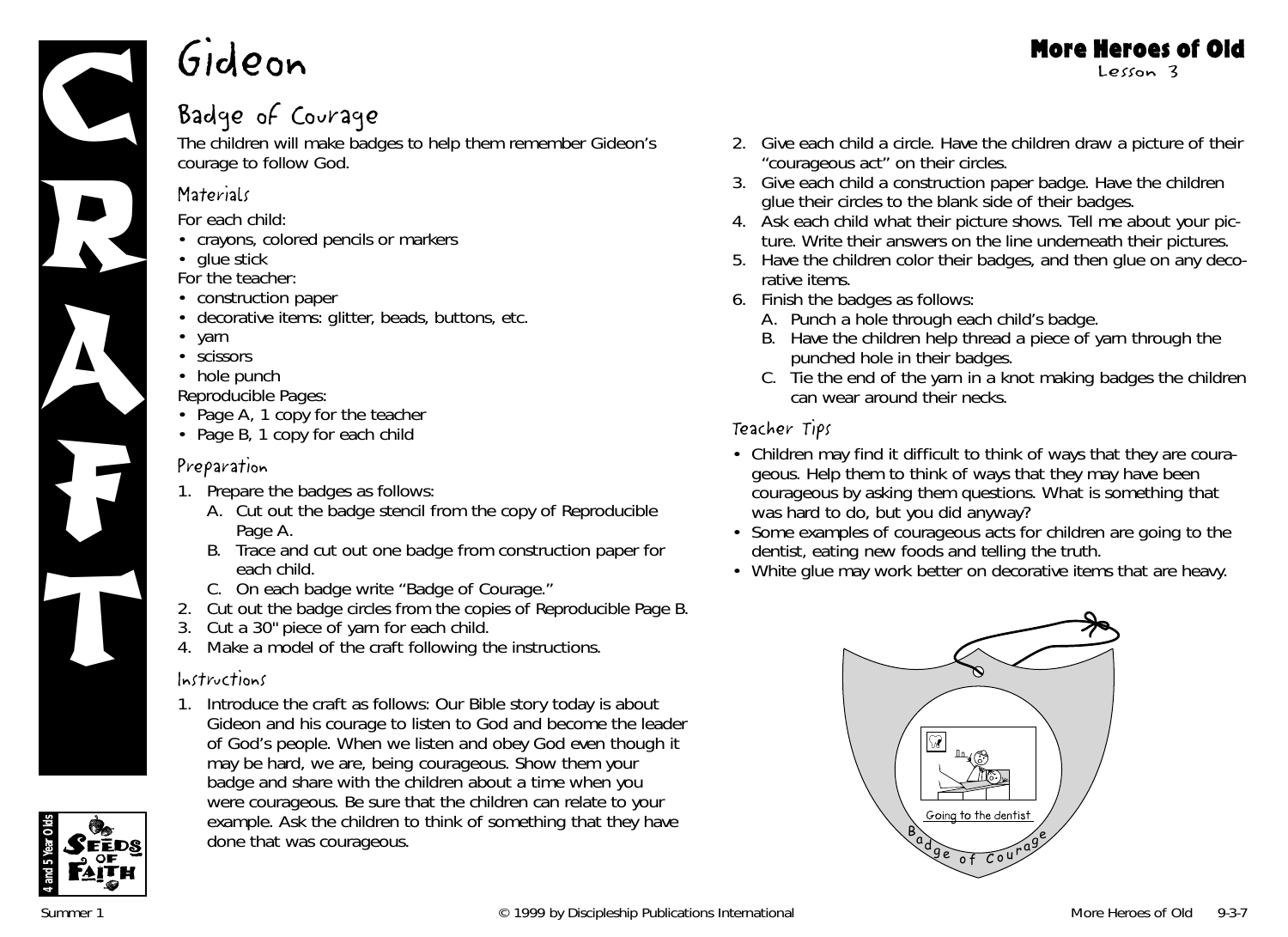# Gideon

## Badge of Courage

The children will make badges to help them remember Gideon's courage to follow God.

### Materials

For each child:

- crayons, colored pencils or markers
- glue stick

For the teacher:

- construction paper
- decorative items: glitter, beads, buttons, etc.
- yarn
- scissors
- hole punch

Reproducible Pages:

- Page A, 1 copy for the teacher
- Page B, 1 copy for each child

### Preparation

1. Prepare the badges as follows:
   A. Cut out the badge stencil from the copy of Reproducible Page A.
   B. Trace and cut out one badge from construction paper for each child.
   C. On each badge write "Badge of Courage."
2. Cut out the badge circles from the copies of Reproducible Page B.
3. Cut a 30" piece of yarn for each child.
4. Make a model of the craft following the instructions.

### Instructions

1. Introduce the craft as follows: Our Bible story today is about Gideon and his courage to listen to God and become the leader of God's people. When we listen and obey God even though it may be hard, we are, being courageous. Show them your badge and share with the children about a time when you were courageous. Be sure that the children can relate to your example. Ask the children to think of something that they have done that was courageous.
2. Give each child a circle. Have the children draw a picture of their "courageous act" on their circles.
3. Give each child a construction paper badge. Have the children glue their circles to the blank side of their badges.
4. Ask each child what their picture shows. Tell me about your picture. Write their answers on the line underneath their pictures.
5. Have the children color their badges, and then glue on any decorative items.
6. Finish the badges as follows:
   A. Punch a hole through each child's badge.
   B. Have the children help thread a piece of yarn through the punched hole in their badges.
   C. Tie the end of the yarn in a knot making badges the children can wear around their necks.

### Teacher Tips

- Children may find it difficult to think of ways that they are courageous. Help them to think of ways that they may have been courageous by asking them questions. What is something that was hard to do, but you did anyway?
- Some examples of courageous acts for children are going to the dentist, eating new foods and telling the truth.
- White glue may work better on decorative items that are heavy.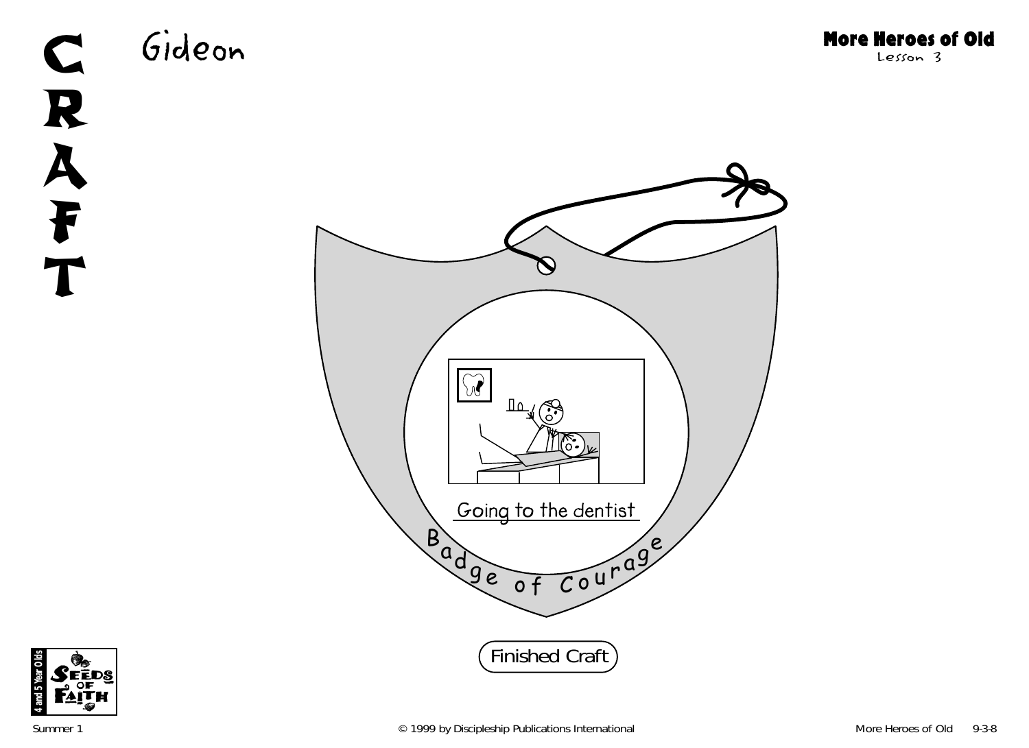# CRAFT

## Gideon

**More Heroes of Old**
Lesson 3

Going to the dentist

Badge of Courage

Finished Craft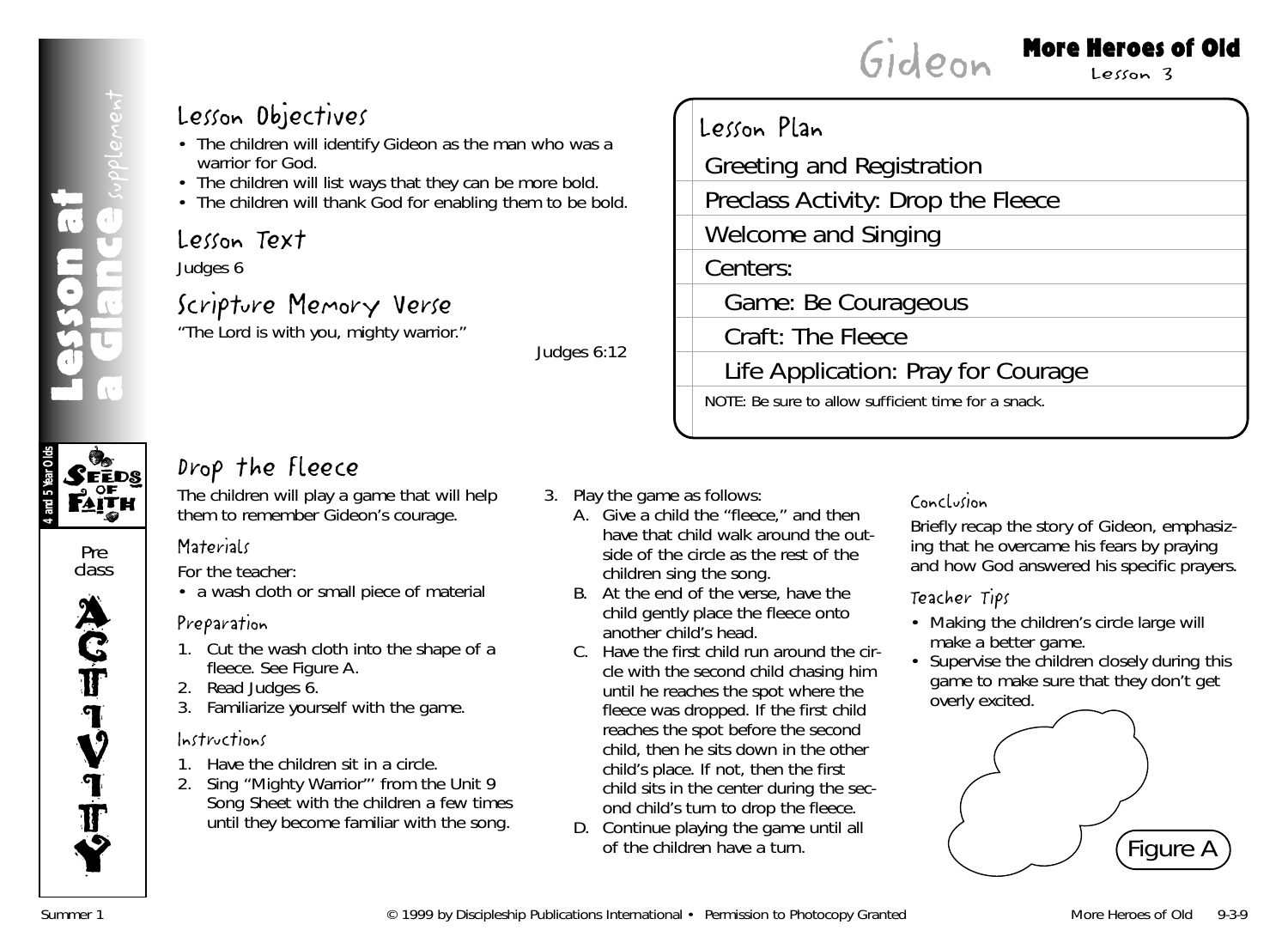# Gideon

## Lesson at a Glance supplement

### Lesson Objectives

- The children will identify Gideon as the man who was a warrior for God.
- The children will list ways that they can be more bold.
- The children will thank God for enabling them to be bold.

### Lesson Text

Judges 6

### Scripture Memory Verse

"The Lord is with you, mighty warrior."

Judges 6:12

### Lesson Plan

| Lesson Plan |
|---|
| Greeting and Registration |
| Preclass Activity: Drop the Fleece |
| Welcome and Singing |
| Centers: |
| Game: Be Courageous |
| Craft: The Fleece |
| Life Application: Pray for Courage |
| NOTE: Be sure to allow sufficient time for a snack. |

## Preclass Activity

### Drop the Fleece

The children will play a game that will help them to remember Gideon's courage.

#### Materials

For the teacher:

- a wash cloth or small piece of material

#### Preparation

1. Cut the wash cloth into the shape of a fleece. See Figure A.
2. Read Judges 6.
3. Familiarize yourself with the game.

#### Instructions

1. Have the children sit in a circle.
2. Sing "Mighty Warrior"' from the Unit 9 Song Sheet with the children a few times until they become familiar with the song.
3. Play the game as follows:
   A. Give a child the "fleece," and then have that child walk around the outside of the circle as the rest of the children sing the song.
   B. At the end of the verse, have the child gently place the fleece onto another child's head.
   C. Have the first child run around the circle with the second child chasing him until he reaches the spot where the fleece was dropped. If the first child reaches the spot before the second child, then he sits down in the other child's place. If not, then the first child sits in the center during the second child's turn to drop the fleece.
   D. Continue playing the game until all of the children have a turn.

#### Conclusion

Briefly recap the story of Gideon, emphasizing that he overcame his fears by praying and how God answered his specific prayers.

#### Teacher Tips

- Making the children's circle large will make a better game.
- Supervise the children closely during this game to make sure that they don't get overly excited.

Figure A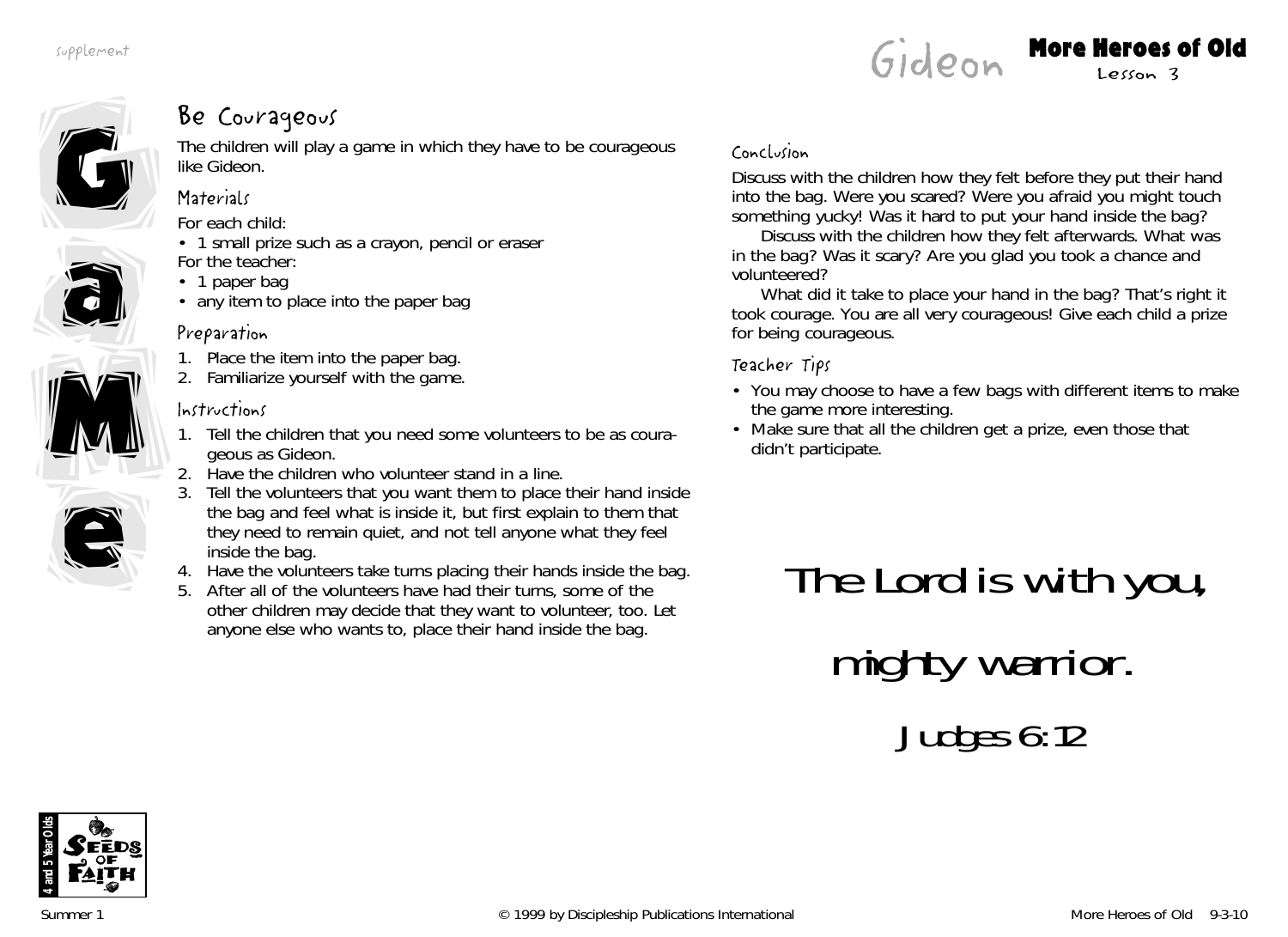# Gideon

## Be Courageous

The children will play a game in which they have to be courageous like Gideon.

### Materials

For each child:
- 1 small prize such as a crayon, pencil or eraser

For the teacher:
- 1 paper bag
- any item to place into the paper bag

### Preparation

1. Place the item into the paper bag.
2. Familiarize yourself with the game.

### Instructions

1. Tell the children that you need some volunteers to be as courageous as Gideon.
2. Have the children who volunteer stand in a line.
3. Tell the volunteers that you want them to place their hand inside the bag and feel what is inside it, but first explain to them that they need to remain quiet, and not tell anyone what they feel inside the bag.
4. Have the volunteers take turns placing their hands inside the bag.
5. After all of the volunteers have had their turns, some of the other children may decide that they want to volunteer, too. Let anyone else who wants to, place their hand inside the bag.

### Conclusion

Discuss with the children how they felt before they put their hand into the bag. Were you scared? Were you afraid you might touch something yucky! Was it hard to put your hand inside the bag?

Discuss with the children how they felt afterwards. What was in the bag? Was it scary? Are you glad you took a chance and volunteered?

What did it take to place your hand in the bag? That's right it took courage. You are all very courageous! Give each child a prize for being courageous.

### Teacher Tips

- You may choose to have a few bags with different items to make the game more interesting.
- Make sure that all the children get a prize, even those that didn't participate.

The Lord is with you, mighty warrior.

Judges 6:12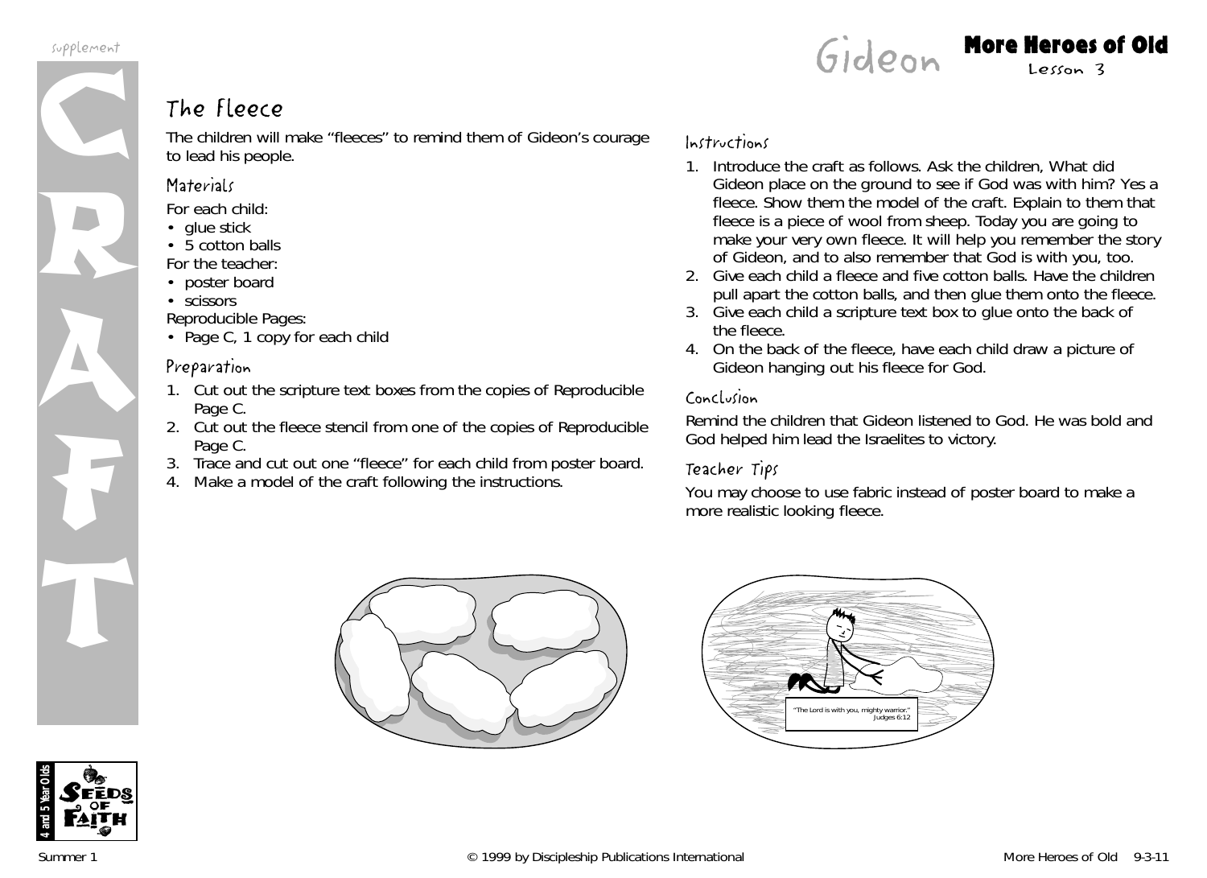# Gideon

## The Fleece

The children will make "fleeces" to remind them of Gideon's courage to lead his people.

### Materials

For each child:
- glue stick
- 5 cotton balls

For the teacher:
- poster board
- scissors

Reproducible Pages:
- Page C, 1 copy for each child

### Preparation

1. Cut out the scripture text boxes from the copies of Reproducible Page C.
2. Cut out the fleece stencil from one of the copies of Reproducible Page C.
3. Trace and cut out one "fleece" for each child from poster board.
4. Make a model of the craft following the instructions.

### Instructions

1. Introduce the craft as follows. Ask the children, What did Gideon place on the ground to see if God was with him? Yes a fleece. Show them the model of the craft. Explain to them that fleece is a piece of wool from sheep. Today you are going to make your very own fleece. It will help you remember the story of Gideon, and to also remember that God is with you, too.
2. Give each child a fleece and five cotton balls. Have the children pull apart the cotton balls, and then glue them onto the fleece.
3. Give each child a scripture text box to glue onto the back of the fleece.
4. On the back of the fleece, have each child draw a picture of Gideon hanging out his fleece for God.

### Conclusion

Remind the children that Gideon listened to God. He was bold and God helped him lead the Israelites to victory.

### Teacher Tips

You may choose to use fabric instead of poster board to make a more realistic looking fleece.

"The Lord is with you, mighty warrior."
Judges 6:12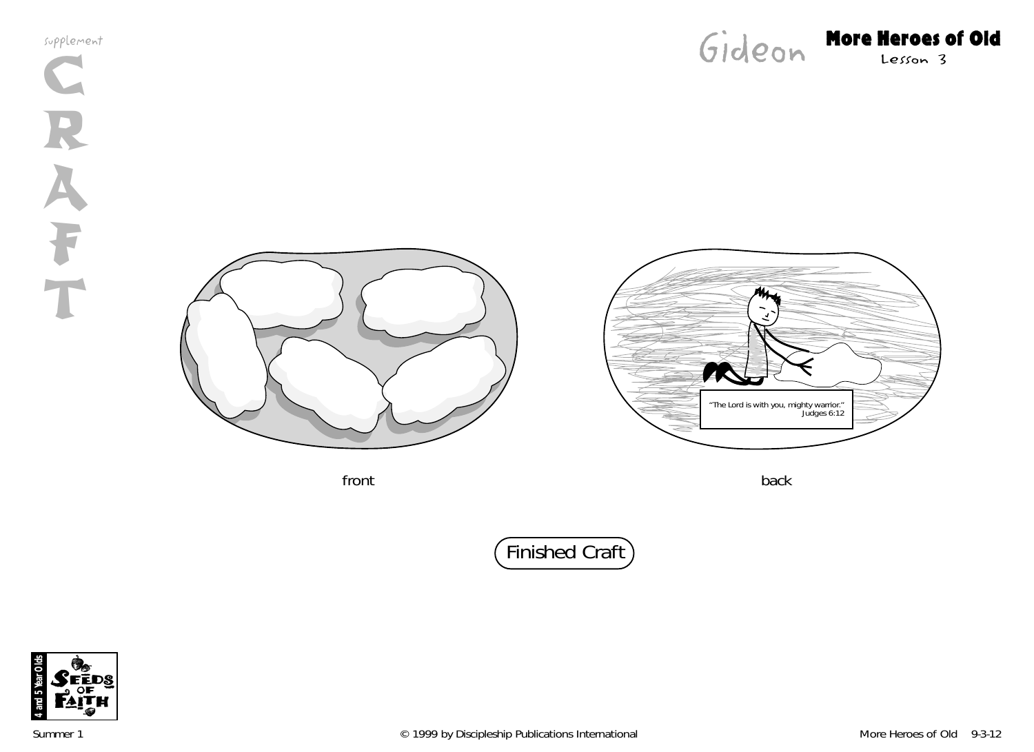# Gideon

## More Heroes of Old
Lesson 3

supplement

CRAFT

"The Lord is with you, mighty warrior."
Judges 6:12

front

back

Finished Craft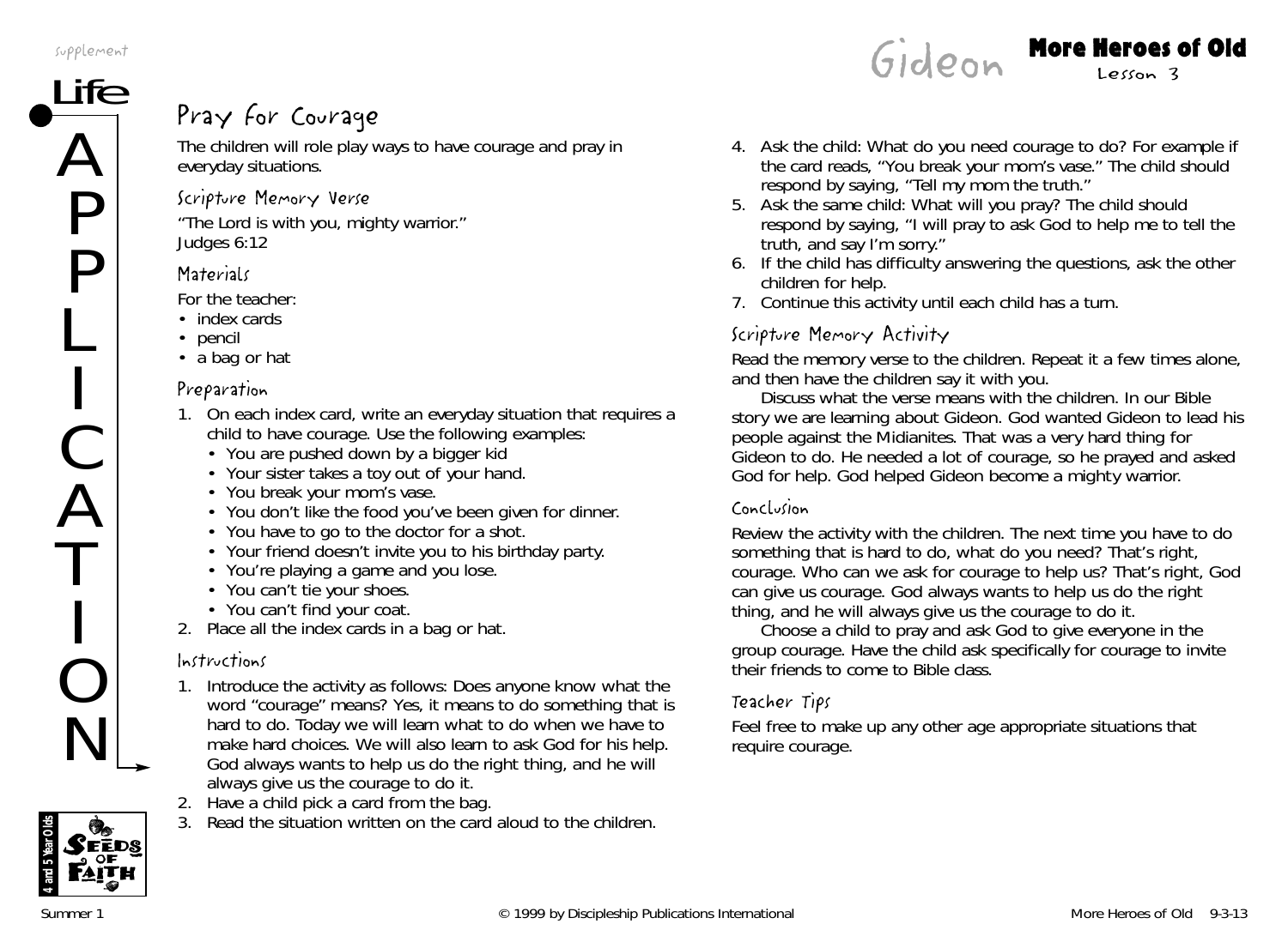# Gideon

## More Heroes of Old

Lesson 3

**Life APPLICATION**

## Pray for Courage

The children will role play ways to have courage and pray in everyday situations.

### Scripture Memory Verse

"The Lord is with you, mighty warrior."
Judges 6:12

### Materials

For the teacher:
- index cards
- pencil
- a bag or hat

### Preparation

1. On each index card, write an everyday situation that requires a child to have courage. Use the following examples:
   - You are pushed down by a bigger kid
   - Your sister takes a toy out of your hand.
   - You break your mom's vase.
   - You don't like the food you've been given for dinner.
   - You have to go to the doctor for a shot.
   - Your friend doesn't invite you to his birthday party.
   - You're playing a game and you lose.
   - You can't tie your shoes.
   - You can't find your coat.
2. Place all the index cards in a bag or hat.

### Instructions

1. Introduce the activity as follows: Does anyone know what the word "courage" means? Yes, it means to do something that is hard to do. Today we will learn what to do when we have to make hard choices. We will also learn to ask God for his help. God always wants to help us do the right thing, and he will always give us the courage to do it.
2. Have a child pick a card from the bag.
3. Read the situation written on the card aloud to the children.
4. Ask the child: What do you need courage to do? For example if the card reads, "You break your mom's vase." The child should respond by saying, "Tell my mom the truth."
5. Ask the same child: What will you pray? The child should respond by saying, "I will pray to ask God to help me to tell the truth, and say I'm sorry."
6. If the child has difficulty answering the questions, ask the other children for help.
7. Continue this activity until each child has a turn.

### Scripture Memory Activity

Read the memory verse to the children. Repeat it a few times alone, and then have the children say it with you.

Discuss what the verse means with the children. In our Bible story we are learning about Gideon. God wanted Gideon to lead his people against the Midianites. That was a very hard thing for Gideon to do. He needed a lot of courage, so he prayed and asked God for help. God helped Gideon become a mighty warrior.

### Conclusion

Review the activity with the children. The next time you have to do something that is hard to do, what do you need? That's right, courage. Who can we ask for courage to help us? That's right, God can give us courage. God always wants to help us do the right thing, and he will always give us the courage to do it.

Choose a child to pray and ask God to give everyone in the group courage. Have the child ask specifically for courage to invite their friends to come to Bible class.

### Teacher Tips

Feel free to make up any other age appropriate situations that require courage.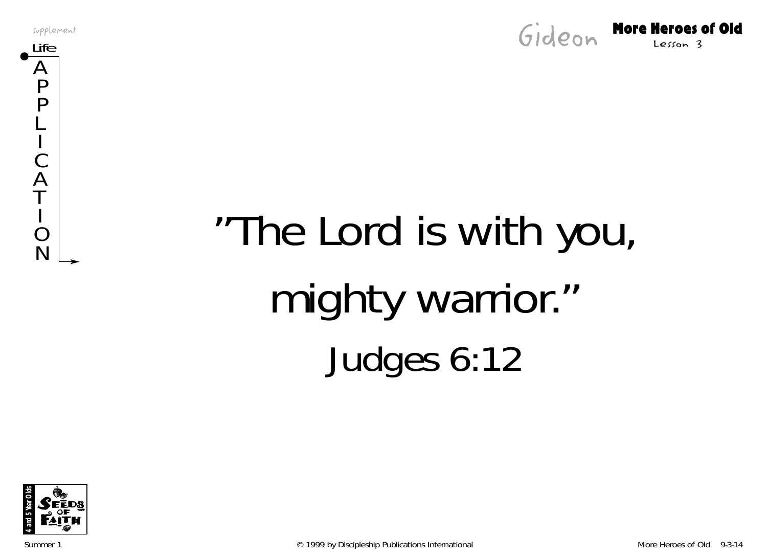supplement

Life APPLICATION

# ”The Lord is with you, mighty warrior.”

Judges 6:12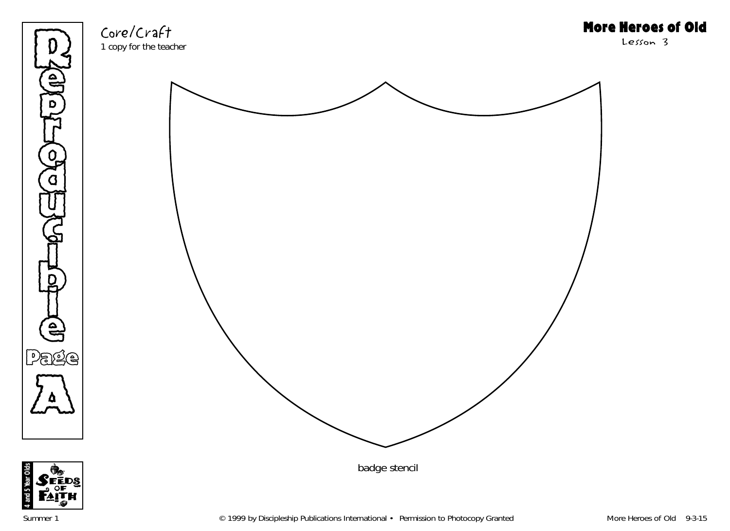Core/Craft
1 copy for the teacher

# More Heroes of Old

Lesson 3

Reproducible Page A

badge stencil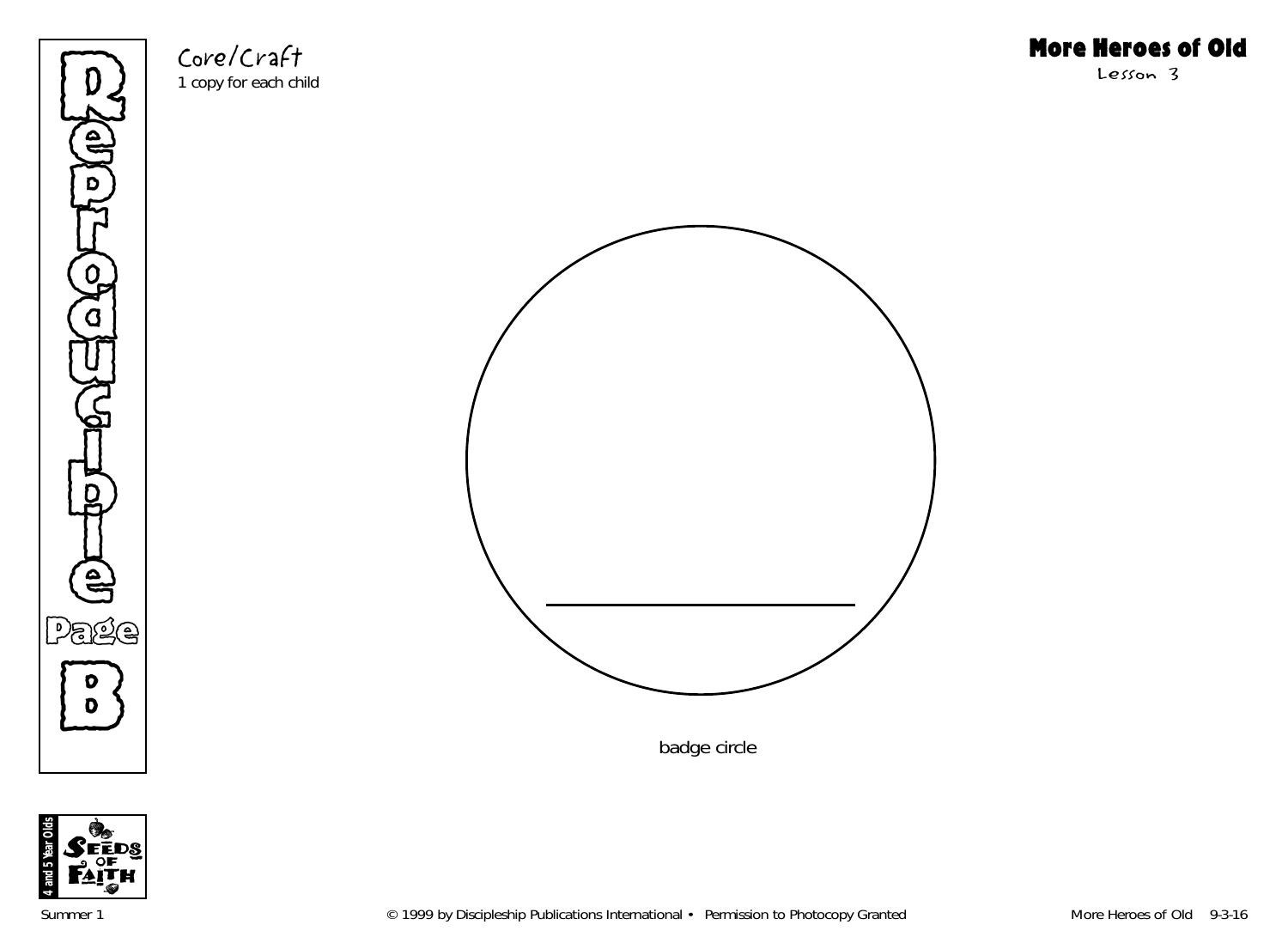Reproducible Page B

Core/Craft
1 copy for each child

# More Heroes of Old
Lesson 3

badge circle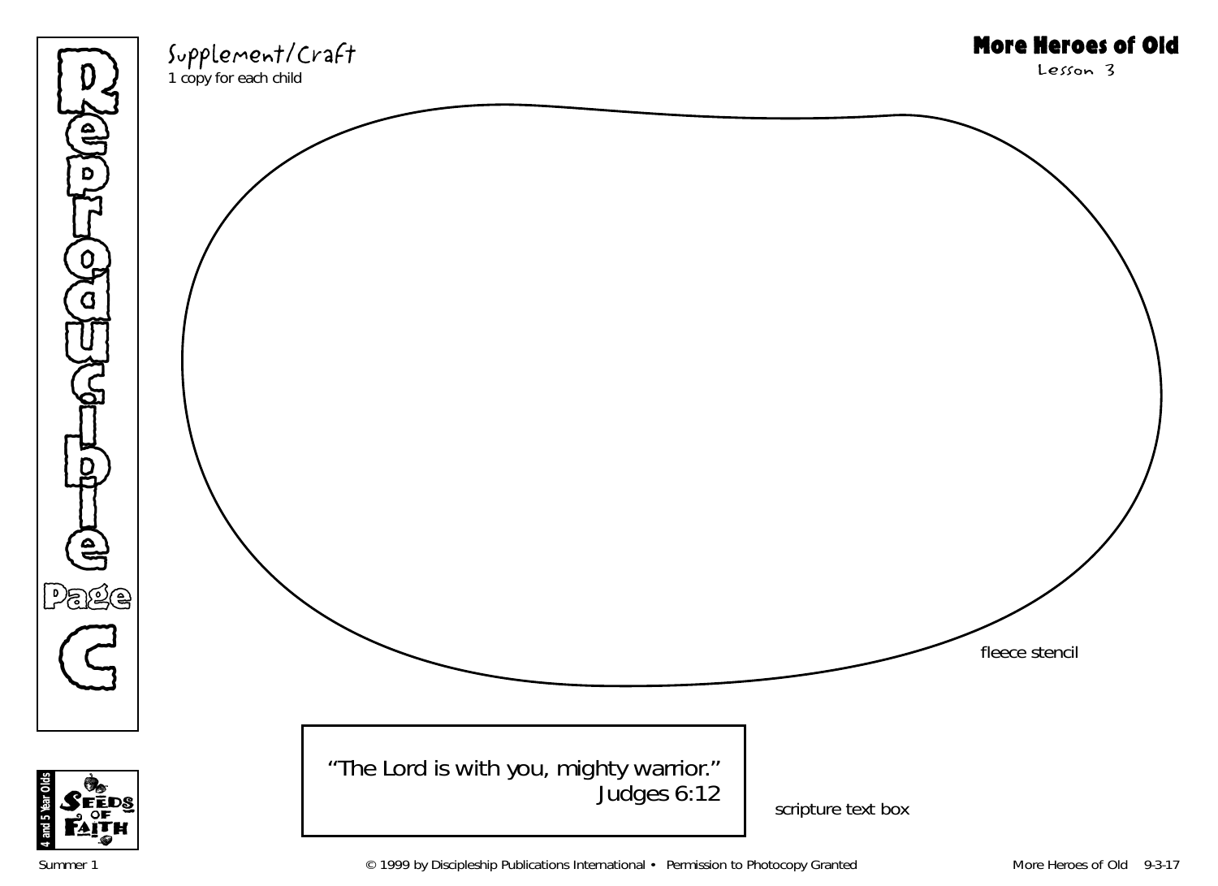# Reproducible Page C

## Supplement/Craft

1 copy for each child

**More Heroes of Old**
Lesson 3

fleece stencil

"The Lord is with you, mighty warrior."
Judges 6:12

scripture text box

4 and 5 Year Olds — Seeds of Faith

Summer 1 © 1999 by Discipleship Publications International • Permission to Photocopy Granted More Heroes of Old 9-3-17